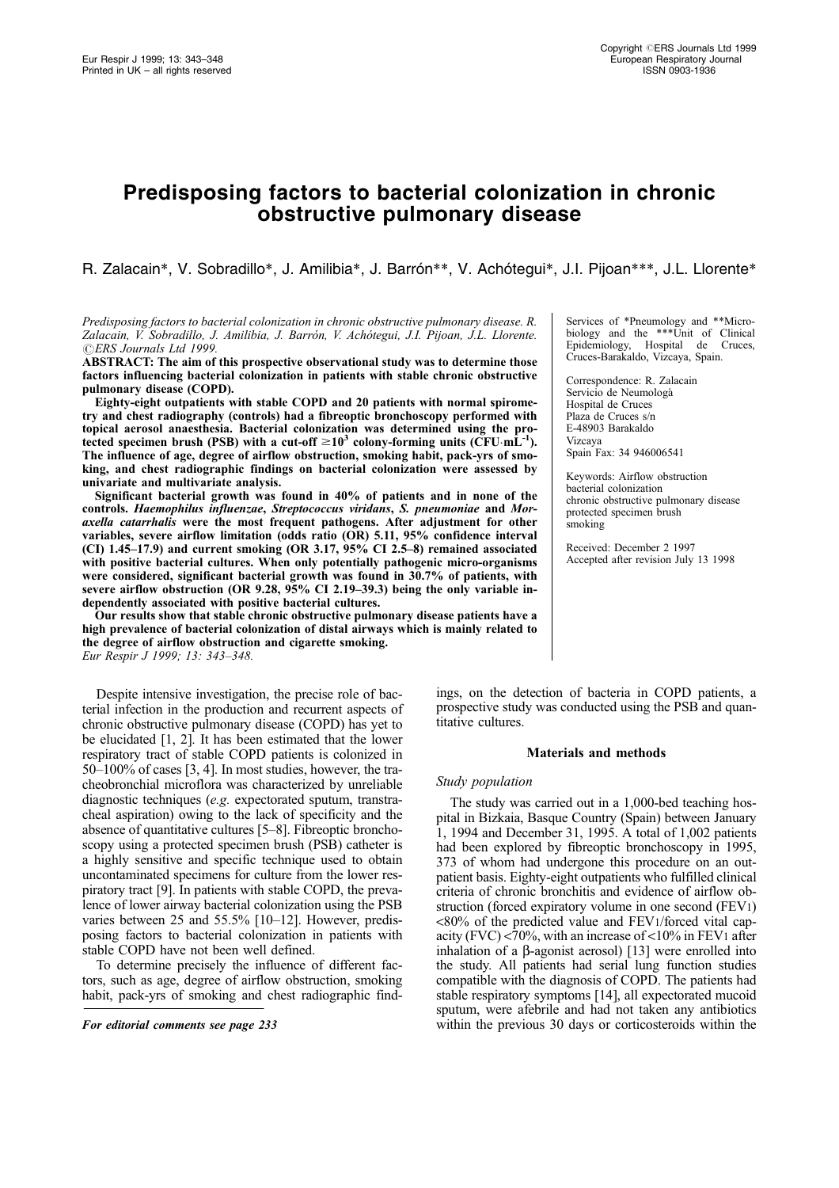# Predisposing factors to bacterial colonization in chronic obstructive pulmonary disease

R. Zalacain*, V. Sobradillo*, J. Amilibia*, J. Barrón**, V. Achótegui*, J.I. Pijoan***, J.L. Llorente*

Services of *Pneumology and **Microbiology and the ***Unit of Clinical Epidemiology, Hospital de Cruces, Cruces-Barakaldo, Vizcaya, Spain.

Correspondence: R. Zalacain
Servicio de Neumologá
Hospital de Cruces
Plaza de Cruces s/n
E-48903 Barakaldo
Vizcaya
Spain Fax: 34 946006541

Keywords: Airflow obstruction
bacterial colonization
chronic obstructive pulmonary disease
protected specimen brush
smoking

Received: December 2 1997
Accepted after revision July 13 1998

*Predisposing factors to bacterial colonization in chronic obstructive pulmonary disease. R. Zalacain, V. Sobradillo, J. Amilibia, J. Barrón, V. Achótegui, J.I. Pijoan, J.L. Llorente. ©ERS Journals Ltd 1999.*

**ABSTRACT: The aim of this prospective observational study was to determine those factors influencing bacterial colonization in patients with stable chronic obstructive pulmonary disease (COPD).**

**Eighty-eight outpatients with stable COPD and 20 patients with normal spirometry and chest radiography (controls) had a fibreoptic bronchoscopy performed with topical aerosol anaesthesia. Bacterial colonization was determined using the protected specimen brush (PSB) with a cut-off $\geq 10^3$ colony-forming units (CFU·mL$^{-1}$). The influence of age, degree of airflow obstruction, smoking habit, pack-yrs of smoking, and chest radiographic findings on bacterial colonization were assessed by univariate and multivariate analysis.**

**Significant bacterial growth was found in 40% of patients and in none of the controls. *Haemophilus influenzae*, *Streptococcus viridans*, *S. pneumoniae* and *Moraxella catarrhalis* were the most frequent pathogens. After adjustment for other variables, severe airflow limitation (odds ratio (OR) 5.11, 95% confidence interval (CI) 1.45–17.9) and current smoking (OR 3.17, 95% CI 2.5–8) remained associated with positive bacterial cultures. When only potentially pathogenic micro-organisms were considered, significant bacterial growth was found in 30.7% of patients, with severe airflow obstruction (OR 9.28, 95% CI 2.19–39.3) being the only variable independently associated with positive bacterial cultures.**

**Our results show that stable chronic obstructive pulmonary disease patients have a high prevalence of bacterial colonization of distal airways which is mainly related to the degree of airflow obstruction and cigarette smoking.**
*Eur Respir J 1999; 13: 343–348.*

Despite intensive investigation, the precise role of bacterial infection in the production and recurrent aspects of chronic obstructive pulmonary disease (COPD) has yet to be elucidated [1, 2]. It has been estimated that the lower respiratory tract of stable COPD patients is colonized in 50–100% of cases [3, 4]. In most studies, however, the tracheobronchial microflora was characterized by unreliable diagnostic techniques (*e.g.* expectorated sputum, transtracheal aspiration) owing to the lack of specificity and the absence of quantitative cultures [5–8]. Fibreoptic bronchoscopy using a protected specimen brush (PSB) catheter is a highly sensitive and specific technique used to obtain uncontaminated specimens for culture from the lower respiratory tract [9]. In patients with stable COPD, the prevalence of lower airway bacterial colonization using the PSB varies between 25 and 55.5% [10–12]. However, predisposing factors to bacterial colonization in patients with stable COPD have not been well defined.

To determine precisely the influence of different factors, such as age, degree of airflow obstruction, smoking habit, pack-yrs of smoking and chest radiographic findings, on the detection of bacteria in COPD patients, a prospective study was conducted using the PSB and quantitative cultures.

*For editorial comments see page 233*

## Materials and methods

### Study population

The study was carried out in a 1,000-bed teaching hospital in Bizkaia, Basque Country (Spain) between January 1, 1994 and December 31, 1995. A total of 1,002 patients had been explored by fibreoptic bronchoscopy in 1995, 373 of whom had undergone this procedure on an outpatient basis. Eighty-eight outpatients who fulfilled clinical criteria of chronic bronchitis and evidence of airflow obstruction (forced expiratory volume in one second ($FEV_1$) <80% of the predicted value and $FEV_1$/forced vital capacity (FVC) <70%, with an increase of <10% in $FEV_1$ after inhalation of a β-agonist aerosol) [13] were enrolled into the study. All patients had serial lung function studies compatible with the diagnosis of COPD. The patients had stable respiratory symptoms [14], all expectorated mucoid sputum, were afebrile and had not taken any antibiotics within the previous 30 days or corticosteroids within the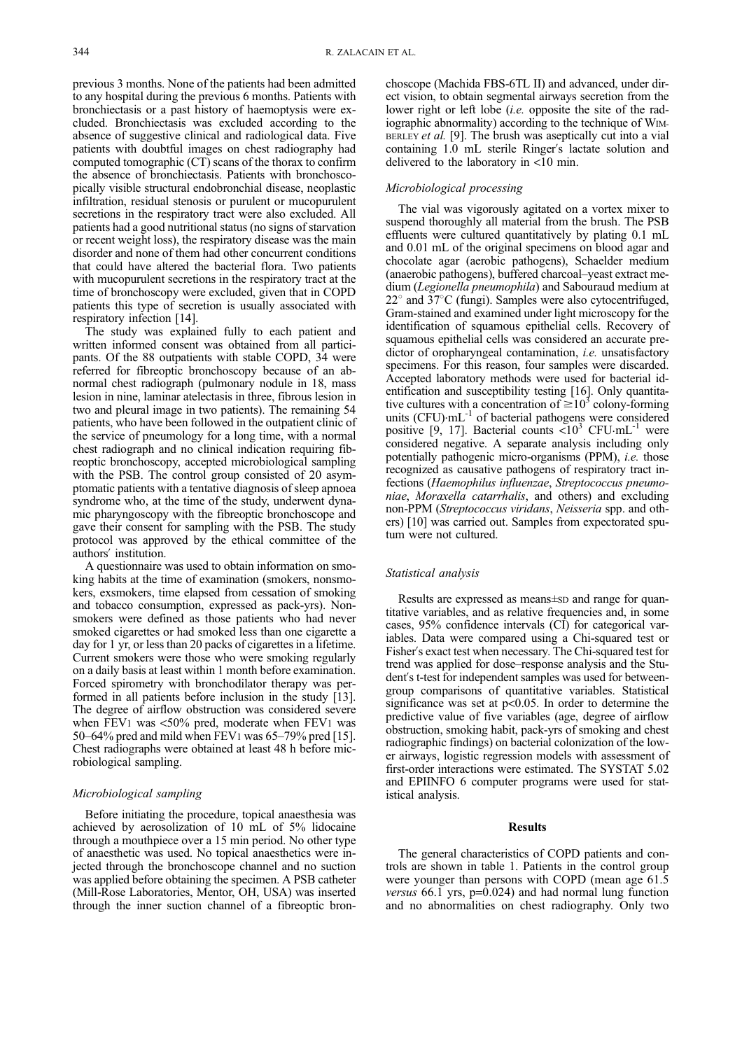previous 3 months. None of the patients had been admitted to any hospital during the previous 6 months. Patients with bronchiectasis or a past history of haemoptysis were excluded. Bronchiectasis was excluded according to the absence of suggestive clinical and radiological data. Five patients with doubtful images on chest radiography had computed tomographic (CT) scans of the thorax to confirm the absence of bronchiectasis. Patients with bronchoscopically visible structural endobronchial disease, neoplastic infiltration, residual stenosis or purulent or mucopurulent secretions in the respiratory tract were also excluded. All patients had a good nutritional status (no signs of starvation or recent weight loss), the respiratory disease was the main disorder and none of them had other concurrent conditions that could have altered the bacterial flora. Two patients with mucopurulent secretions in the respiratory tract at the time of bronchoscopy were excluded, given that in COPD patients this type of secretion is usually associated with respiratory infection [14].

The study was explained fully to each patient and written informed consent was obtained from all participants. Of the 88 outpatients with stable COPD, 34 were referred for fibreoptic bronchoscopy because of an abnormal chest radiograph (pulmonary nodule in 18, mass lesion in nine, laminar atelectasis in three, fibrous lesion in two and pleural image in two patients). The remaining 54 patients, who have been followed in the outpatient clinic of the service of pneumology for a long time, with a normal chest radiograph and no clinical indication requiring fibreoptic bronchoscopy, accepted microbiological sampling with the PSB. The control group consisted of 20 asymptomatic patients with a tentative diagnosis of sleep apnoea syndrome who, at the time of the study, underwent dynamic pharyngoscopy with the fibreoptic bronchoscope and gave their consent for sampling with the PSB. The study protocol was approved by the ethical committee of the authors' institution.

A questionnaire was used to obtain information on smoking habits at the time of examination (smokers, nonsmokers, exsmokers, time elapsed from cessation of smoking and tobacco consumption, expressed as pack-yrs). Nonsmokers were defined as those patients who had never smoked cigarettes or had smoked less than one cigarette a day for 1 yr, or less than 20 packs of cigarettes in a lifetime. Current smokers were those who were smoking regularly on a daily basis at least within 1 month before examination. Forced spirometry with bronchodilator therapy was performed in all patients before inclusion in the study [13]. The degree of airflow obstruction was considered severe when $FEV_1$ was <50% pred, moderate when $FEV_1$ was 50–64% pred and mild when $FEV_1$ was 65–79% pred [15]. Chest radiographs were obtained at least 48 h before microbiological sampling.

### Microbiological sampling

Before initiating the procedure, topical anaesthesia was achieved by aerosolization of 10 mL of 5% lidocaine through a mouthpiece over a 15 min period. No other type of anaesthetic was used. No topical anaesthetics were injected through the bronchoscope channel and no suction was applied before obtaining the specimen. A PSB catheter (Mill-Rose Laboratories, Mentor, OH, USA) was inserted through the inner suction channel of a fibreoptic bronchoscope (Machida FBS-6TL II) and advanced, under direct vision, to obtain segmental airways secretion from the lower right or left lobe (*i.e.* opposite the site of the radiographic abnormality) according to the technique of WIMBERLEY *et al.* [9]. The brush was aseptically cut into a vial containing 1.0 mL sterile Ringer's lactate solution and delivered to the laboratory in <10 min.

### Microbiological processing

The vial was vigorously agitated on a vortex mixer to suspend thoroughly all material from the brush. The PSB effluents were cultured quantitatively by plating 0.1 mL and 0.01 mL of the original specimens on blood agar and chocolate agar (aerobic pathogens), Schaelder medium (anaerobic pathogens), buffered charcoal–yeast extract medium (*Legionella pneumophila*) and Sabouraud medium at 22° and 37°C (fungi). Samples were also cytocentrifuged, Gram-stained and examined under light microscopy for the identification of squamous epithelial cells. Recovery of squamous epithelial cells was considered an accurate predictor of oropharyngeal contamination, *i.e.* unsatisfactory specimens. For this reason, four samples were discarded. Accepted laboratory methods were used for bacterial identification and susceptibility testing [16]. Only quantitative cultures with a concentration of $\geq 10^3$ colony-forming units $(CFU) \cdot mL^{-1}$ of bacterial pathogens were considered positive [9, 17]. Bacterial counts $<10^3$ $CFU \cdot mL^{-1}$ were considered negative. A separate analysis including only potentially pathogenic micro-organisms (PPM), *i.e.* those recognized as causative pathogens of respiratory tract infections (*Haemophilus influenzae*, *Streptococcus pneumoniae*, *Moraxella catarrhalis*, and others) and excluding non-PPM (*Streptococcus viridans*, *Neisseria* spp. and others) [10] was carried out. Samples from expectorated sputum were not cultured.

### Statistical analysis

Results are expressed as means±SD and range for quantitative variables, and as relative frequencies and, in some cases, 95% confidence intervals (CI) for categorical variables. Data were compared using a Chi-squared test or Fisher's exact test when necessary. The Chi-squared test for trend was applied for dose–response analysis and the Student's t-test for independent samples was used for between-group comparisons of quantitative variables. Statistical significance was set at $p<0.05$. In order to determine the predictive value of five variables (age, degree of airflow obstruction, smoking habit, pack-yrs of smoking and chest radiographic findings) on bacterial colonization of the lower airways, logistic regression models with assessment of first-order interactions were estimated. The SYSTAT 5.02 and EPIINFO 6 computer programs were used for statistical analysis.

## Results

The general characteristics of COPD patients and controls are shown in table 1. Patients in the control group were younger than persons with COPD (mean age 61.5 *versus* 66.1 yrs, $p=0.024$) and had normal lung function and no abnormalities on chest radiography. Only two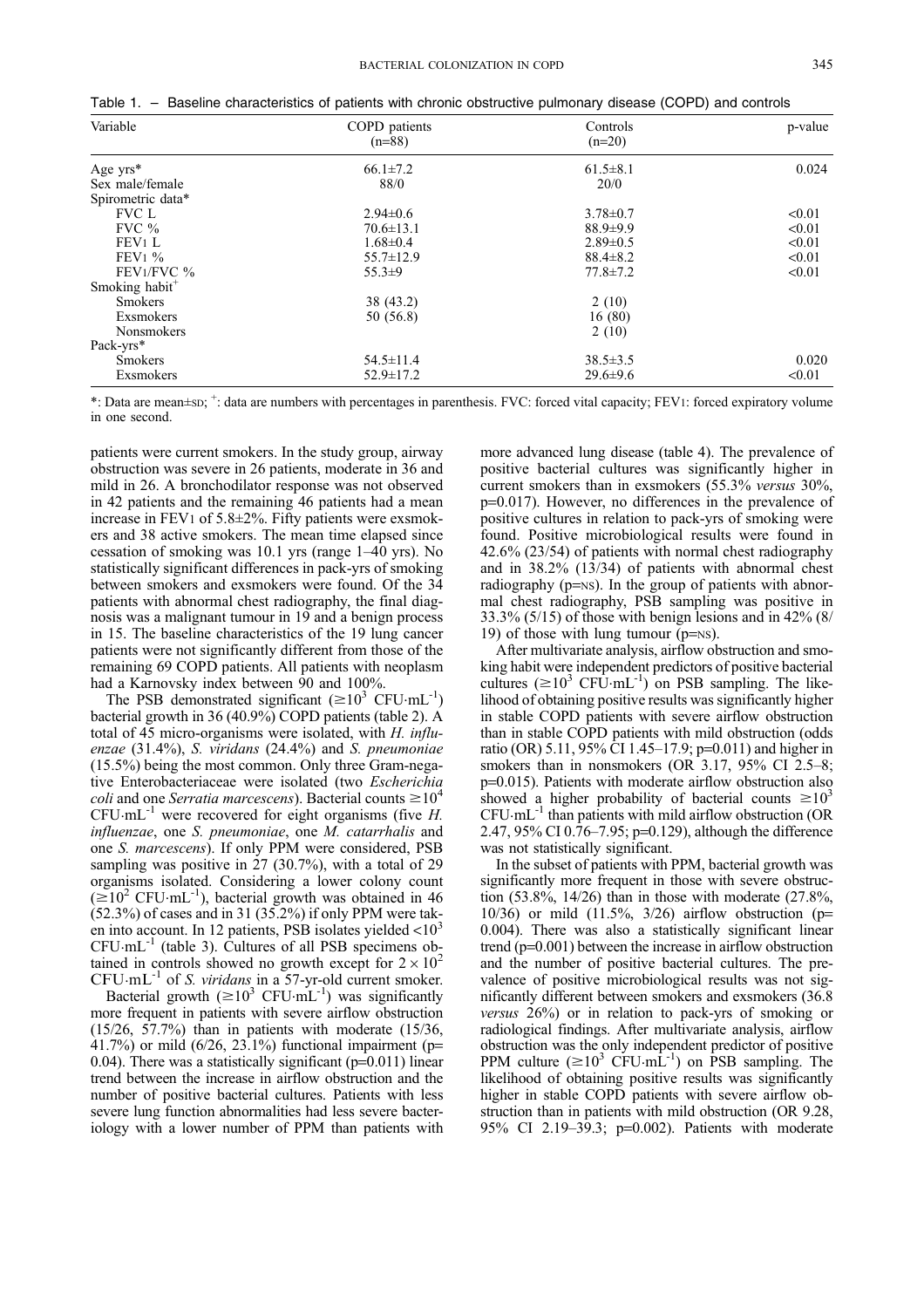Table 1. – Baseline characteristics of patients with chronic obstructive pulmonary disease (COPD) and controls

| Variable | COPD patients (n=88) | Controls (n=20) | p-value |
|---|---|---|---|
| Age yrs* | 66.1±7.2 | 61.5±8.1 | 0.024 |
| Sex male/female | 88/0 | 20/0 | |
| Spirometric data* | | | |
| FVC L | 2.94±0.6 | 3.78±0.7 | <0.01 |
| FVC % | 70.6±13.1 | 88.9±9.9 | <0.01 |
| $FEV_1$ L | 1.68±0.4 | 2.89±0.5 | <0.01 |
| $FEV_1$ % | 55.7±12.9 | 88.4±8.2 | <0.01 |
| $FEV_1$/FVC % | 55.3±9 | 77.8±7.2 | <0.01 |
| Smoking habit[+] | | | |
| Smokers | 38 (43.2) | 2 (10) | |
| Exsmokers | 50 (56.8) | 16 (80) | |
| Nonsmokers | | 2 (10) | |
| Pack-yrs* | | | |
| Smokers | 54.5±11.4 | 38.5±3.5 | 0.020 |
| Exsmokers | 52.9±17.2 | 29.6±9.6 | <0.01 |

*: Data are mean±SD; [+]: data are numbers with percentages in parenthesis. FVC: forced vital capacity; $FEV_1$: forced expiratory volume in one second.

patients were current smokers. In the study group, airway obstruction was severe in 26 patients, moderate in 36 and mild in 26. A bronchodilator response was not observed in 42 patients and the remaining 46 patients had a mean increase in $FEV_1$ of 5.8±2%. Fifty patients were exsmokers and 38 active smokers. The mean time elapsed since cessation of smoking was 10.1 yrs (range 1–40 yrs). No statistically significant differences in pack-yrs of smoking between smokers and exsmokers were found. Of the 34 patients with abnormal chest radiography, the final diagnosis was a malignant tumour in 19 and a benign process in 15. The baseline characteristics of the 19 lung cancer patients were not significantly different from those of the remaining 69 COPD patients. All patients with neoplasm had a Karnovsky index between 90 and 100%.

The PSB demonstrated significant ($\geq 10^3$ $CFU \cdot mL^{-1}$) bacterial growth in 36 (40.9%) COPD patients (table 2). A total of 45 micro-organisms were isolated, with *H. influenzae* (31.4%), *S. viridans* (24.4%) and *S. pneumoniae* (15.5%) being the most common. Only three Gram-negative Enterobacteriaceae were isolated (two *Escherichia coli* and one *Serratia marcescens*). Bacterial counts $\geq 10^4$ $CFU \cdot mL^{-1}$ were recovered for eight organisms (five *H. influenzae*, one *S. pneumoniae*, one *M. catarrhalis* and one *S. marcescens*). If only PPM were considered, PSB sampling was positive in 27 (30.7%), with a total of 29 organisms isolated. Considering a lower colony count ($\geq 10^2$ $CFU \cdot mL^{-1}$), bacterial growth was obtained in 46 (52.3%) of cases and in 31 (35.2%) if only PPM were taken into account. In 12 patients, PSB isolates yielded $<10^3$ $CFU \cdot mL^{-1}$ (table 3). Cultures of all PSB specimens obtained in controls showed no growth except for $2 \times 10^2$ $CFU \cdot mL^{-1}$ of *S. viridans* in a 57-yr-old current smoker.

Bacterial growth ($\geq 10^3$ $CFU \cdot mL^{-1}$) was significantly more frequent in patients with severe airflow obstruction (15/26, 57.7%) than in patients with moderate (15/36, 41.7%) or mild (6/26, 23.1%) functional impairment (p= 0.04). There was a statistically significant (p=0.011) linear trend between the increase in airflow obstruction and the number of positive bacterial cultures. Patients with less severe lung function abnormalities had less severe bacteriology with a lower number of PPM than patients with more advanced lung disease (table 4). The prevalence of positive bacterial cultures was significantly higher in current smokers than in exsmokers (55.3% *versus* 30%, p=0.017). However, no differences in the prevalence of positive cultures in relation to pack-yrs of smoking were found. Positive microbiological results were found in 42.6% (23/54) of patients with normal chest radiography and in 38.2% (13/34) of patients with abnormal chest radiography (p=NS). In the group of patients with abnormal chest radiography, PSB sampling was positive in 33.3% (5/15) of those with benign lesions and in 42% (8/ 19) of those with lung tumour (p=NS).

After multivariate analysis, airflow obstruction and smoking habit were independent predictors of positive bacterial cultures ($\geq 10^3$ $CFU \cdot mL^{-1}$) on PSB sampling. The likelihood of obtaining positive results was significantly higher in stable COPD patients with severe airflow obstruction than in stable COPD patients with mild obstruction (odds ratio (OR) 5.11, 95% CI 1.45–17.9; p=0.011) and higher in smokers than in nonsmokers (OR 3.17, 95% CI 2.5–8; p=0.015). Patients with moderate airflow obstruction also showed a higher probability of bacterial counts $\geq 10^3$ $CFU \cdot mL^{-1}$ than patients with mild airflow obstruction (OR 2.47, 95% CI 0.76–7.95; p=0.129), although the difference was not statistically significant.

In the subset of patients with PPM, bacterial growth was significantly more frequent in those with severe obstruction (53.8%, 14/26) than in those with moderate (27.8%, 10/36) or mild (11.5%, 3/26) airflow obstruction (p= 0.004). There was also a statistically significant linear trend (p=0.001) between the increase in airflow obstruction and the number of positive bacterial cultures. The prevalence of positive microbiological results was not significantly different between smokers and exsmokers (36.8 *versus* 26%) or in relation to pack-yrs of smoking or radiological findings. After multivariate analysis, airflow obstruction was the only independent predictor of positive PPM culture ($\geq 10^3$ $CFU \cdot mL^{-1}$) on PSB sampling. The likelihood of obtaining positive results was significantly higher in stable COPD patients with severe airflow obstruction than in patients with mild obstruction (OR 9.28, 95% CI 2.19–39.3; p=0.002). Patients with moderate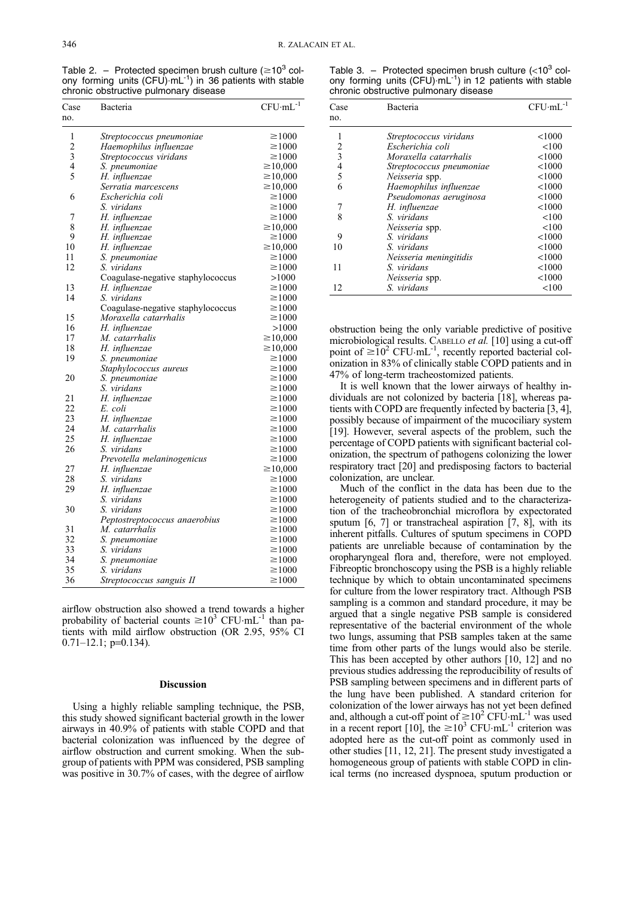Table 2. – Protected specimen brush culture ($\geq 10^3$ colony forming units (CFU)·$mL^{-1}$) in 36 patients with stable chronic obstructive pulmonary disease

| Case no. | Bacteria | $CFU \cdot mL^{-1}$ |
|---|---|---|
| 1 | *Streptococcus pneumoniae* | ≥1000 |
| 2 | *Haemophilus influenzae* | ≥1000 |
| 3 | *Streptococcus viridans* | ≥1000 |
| 4 | *S. pneumoniae* | ≥10,000 |
| 5 | *H. influenzae* | ≥10,000 |
| | *Serratia marcescens* | ≥10,000 |
| 6 | *Escherichia coli* | ≥1000 |
| | *S. viridans* | ≥1000 |
| 7 | *H. influenzae* | ≥1000 |
| 8 | *H. influenzae* | ≥10,000 |
| 9 | *H. influenzae* | ≥1000 |
| 10 | *H. influenzae* | ≥10,000 |
| 11 | *S. pneumoniae* | ≥1000 |
| 12 | *S. viridans* | ≥1000 |
| | Coagulase-negative staphylococcus | >1000 |
| 13 | *H. influenzae* | ≥1000 |
| 14 | *S. viridans* | ≥1000 |
| | Coagulase-negative staphylococcus | ≥1000 |
| 15 | *Moraxella catarrhalis* | ≥1000 |
| 16 | *H. influenzae* | >1000 |
| 17 | *M. catarrhalis* | ≥10,000 |
| 18 | *H. influenzae* | ≥10,000 |
| 19 | *S. pneumoniae* | ≥1000 |
| | *Staphylococcus aureus* | ≥1000 |
| 20 | *S. pneumoniae* | ≥1000 |
| | *S. viridans* | ≥1000 |
| 21 | *H. influenzae* | ≥1000 |
| 22 | *E. coli* | ≥1000 |
| 23 | *H. influenzae* | ≥1000 |
| 24 | *M. catarrhalis* | ≥1000 |
| 25 | *H. influenzae* | ≥1000 |
| 26 | *S. viridans* | ≥1000 |
| | *Prevotella melaninogenicus* | ≥1000 |
| 27 | *H. influenzae* | ≥10,000 |
| 28 | *S. viridans* | ≥1000 |
| 29 | *H. influenzae* | ≥1000 |
| | *S. viridans* | ≥1000 |
| 30 | *S. viridans* | ≥1000 |
| | *Peptostreptococcus anaerobius* | ≥1000 |
| 31 | *M. catarrhalis* | ≥1000 |
| 32 | *S. pneumoniae* | ≥1000 |
| 33 | *S. viridans* | ≥1000 |
| 34 | *S. pneumoniae* | ≥1000 |
| 35 | *S. viridans* | ≥1000 |
| 36 | *Streptococcus sanguis II* | ≥1000 |

airflow obstruction also showed a trend towards a higher probability of bacterial counts $\geq 10^3$ CFU·$mL^{-1}$ than patients with mild airflow obstruction (OR 2.95, 95% CI 0.71–12.1; p=0.134).

## Discussion

Using a highly reliable sampling technique, the PSB, this study showed significant bacterial growth in the lower airways in 40.9% of patients with stable COPD and that bacterial colonization was influenced by the degree of airflow obstruction and current smoking. When the subgroup of patients with PPM was considered, PSB sampling was positive in 30.7% of cases, with the degree of airflow obstruction being the only variable predictive of positive microbiological results. CABELLO *et al.* [10] using a cut-off point of $\geq 10^2$ CFU·$mL^{-1}$, recently reported bacterial colonization in 83% of clinically stable COPD patients and in 47% of long-term tracheostomized patients.

It is well known that the lower airways of healthy individuals are not colonized by bacteria [18], whereas patients with COPD are frequently infected by bacteria [3, 4], possibly because of impairment of the mucociliary system [19]. However, several aspects of the problem, such the percentage of COPD patients with significant bacterial colonization, the spectrum of pathogens colonizing the lower respiratory tract [20] and predisposing factors to bacterial colonization, are unclear.

Much of the conflict in the data has been due to the heterogeneity of patients studied and to the characterization of the tracheobronchial microflora by expectorated sputum [6, 7] or transtracheal aspiration [7, 8], with its inherent pitfalls. Cultures of sputum specimens in COPD patients are unreliable because of contamination by the oropharyngeal flora and, therefore, were not employed. Fibreoptic bronchoscopy using the PSB is a highly reliable technique by which to obtain uncontaminated specimens for culture from the lower respiratory tract. Although PSB sampling is a common and standard procedure, it may be argued that a single negative PSB sample is considered representative of the bacterial environment of the whole two lungs, assuming that PSB samples taken at the same time from other parts of the lungs would also be sterile. This has been accepted by other authors [10, 12] and no previous studies addressing the reproducibility of results of PSB sampling between specimens and in different parts of the lung have been published. A standard criterion for colonization of the lower airways has not yet been defined and, although a cut-off point of $\geq 10^2$ CFU·$mL^{-1}$ was used in a recent report [10], the $\geq 10^3$ CFU·$mL^{-1}$ criterion was adopted here as the cut-off point as commonly used in other studies [11, 12, 21]. The present study investigated a homogeneous group of patients with stable COPD in clinical terms (no increased dyspnoea, sputum production or

Table 3. – Protected specimen brush culture ($<10^3$ colony forming units (CFU)·$mL^{-1}$) in 12 patients with stable chronic obstructive pulmonary disease

| Case no. | Bacteria | $CFU \cdot mL^{-1}$ |
|---|---|---|
| 1 | *Streptococcus viridans* | <1000 |
| 2 | *Escherichia coli* | <100 |
| 3 | *Moraxella catarrhalis* | <1000 |
| 4 | *Streptococcus pneumoniae* | <1000 |
| 5 | *Neisseria* spp. | <1000 |
| 6 | *Haemophilus influenzae* | <1000 |
| | *Pseudomonas aeruginosa* | <1000 |
| 7 | *H. influenzae* | <1000 |
| 8 | *S. viridans* | <100 |
| | *Neisseria* spp. | <100 |
| 9 | *S. viridans* | <1000 |
| 10 | *S. viridans* | <1000 |
| | *Neisseria meningitidis* | <1000 |
| 11 | *S. viridans* | <1000 |
| | *Neisseria* spp. | <1000 |
| 12 | *S. viridans* | <100 |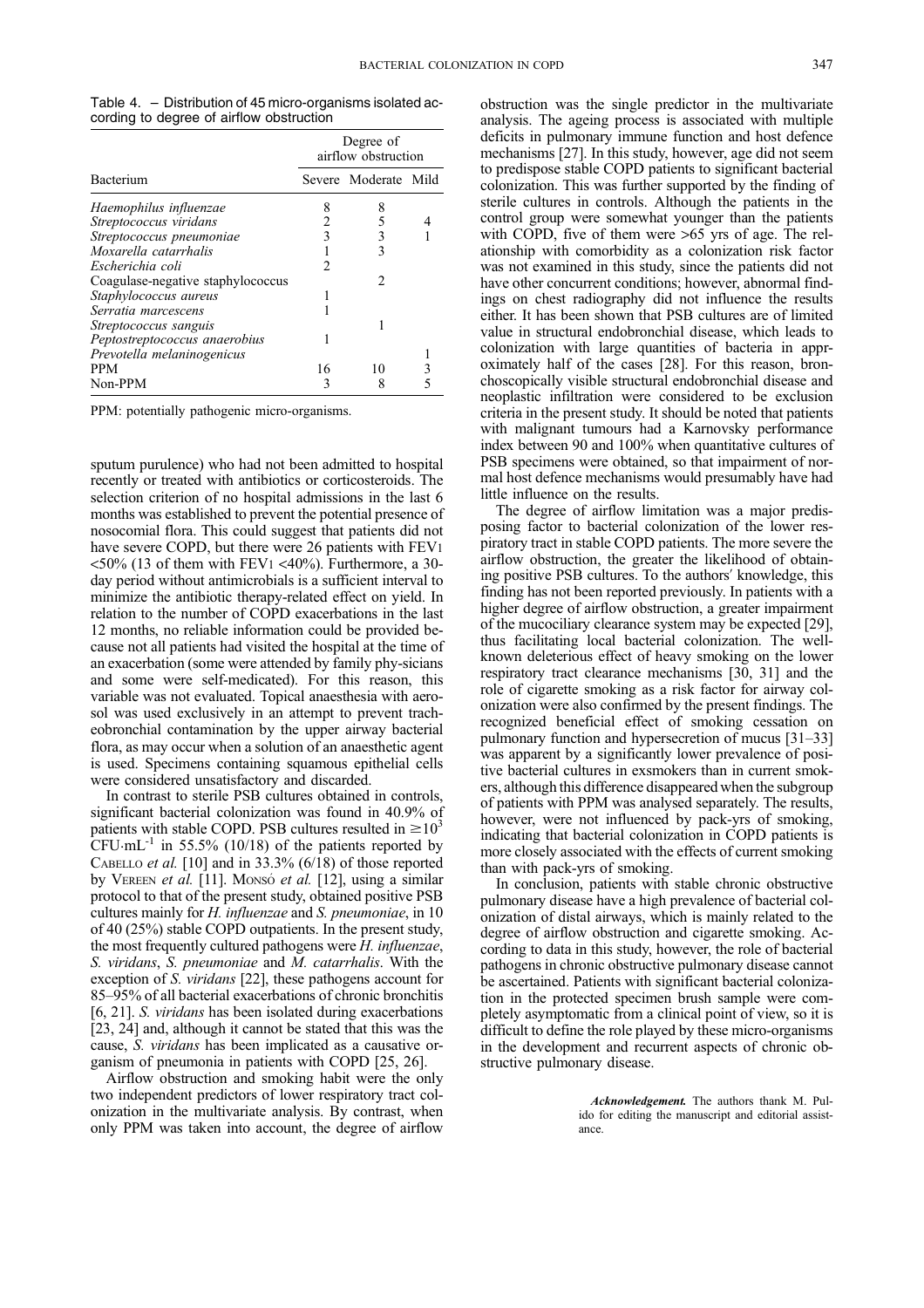Table 4. – Distribution of 45 micro-organisms isolated according to degree of airflow obstruction

| Bacterium | Degree of airflow obstruction | | |
|---|---|---|---|
| | Severe | Moderate | Mild |
| *Haemophilus influenzae* | 8 | 8 | |
| *Streptococcus viridans* | 2 | 5 | 4 |
| *Streptococcus pneumoniae* | 3 | 3 | 1 |
| *Moxarella catarrhalis* | 1 | 3 | |
| *Escherichia coli* | 2 | | |
| Coagulase-negative staphylococcus | | 2 | |
| *Staphylococcus aureus* | 1 | | |
| *Serratia marcescens* | 1 | | |
| *Streptococcus sanguis* | | 1 | |
| *Peptostreptococcus anaerobius* | 1 | | |
| *Prevotella melaninogenicus* | | | 1 |
| PPM | 16 | 10 | 3 |
| Non-PPM | 3 | 8 | 5 |

PPM: potentially pathogenic micro-organisms.

sputum purulence) who had not been admitted to hospital recently or treated with antibiotics or corticosteroids. The selection criterion of no hospital admissions in the last 6 months was established to prevent the potential presence of nosocomial flora. This could suggest that patients did not have severe COPD, but there were 26 patients with $FEV_1$ <50% (13 of them with $FEV_1$ <40%). Furthermore, a 30-day period without antimicrobials is a sufficient interval to minimize the antibiotic therapy-related effect on yield. In relation to the number of COPD exacerbations in the last 12 months, no reliable information could be provided because not all patients had visited the hospital at the time of an exacerbation (some were attended by family phy-sicians and some were self-medicated). For this reason, this variable was not evaluated. Topical anaesthesia with aerosol was used exclusively in an attempt to prevent tracheobronchial contamination by the upper airway bacterial flora, as may occur when a solution of an anaesthetic agent is used. Specimens containing squamous epithelial cells were considered unsatisfactory and discarded.

In contrast to sterile PSB cultures obtained in controls, significant bacterial colonization was found in 40.9% of patients with stable COPD. PSB cultures resulted in $\geq 10^3$ $CFU \cdot mL^{-1}$ in 55.5% (10/18) of the patients reported by CABELLO *et al.* [10] and in 33.3% (6/18) of those reported by VEREEN *et al.* [11]. MONSÓ *et al.* [12], using a similar protocol to that of the present study, obtained positive PSB cultures mainly for *H. influenzae* and *S. pneumoniae*, in 10 of 40 (25%) stable COPD outpatients. In the present study, the most frequently cultured pathogens were *H. influenzae*, *S. viridans*, *S. pneumoniae* and *M. catarrhalis*. With the exception of *S. viridans* [22], these pathogens account for 85–95% of all bacterial exacerbations of chronic bronchitis [6, 21]. *S. viridans* has been isolated during exacerbations [23, 24] and, although it cannot be stated that this was the cause, *S. viridans* has been implicated as a causative organism of pneumonia in patients with COPD [25, 26].

Airflow obstruction and smoking habit were the only two independent predictors of lower respiratory tract colonization in the multivariate analysis. By contrast, when only PPM was taken into account, the degree of airflow obstruction was the single predictor in the multivariate analysis. The ageing process is associated with multiple deficits in pulmonary immune function and host defence mechanisms [27]. In this study, however, age did not seem to predispose stable COPD patients to significant bacterial colonization. This was further supported by the finding of sterile cultures in controls. Although the patients in the control group were somewhat younger than the patients with COPD, five of them were >65 yrs of age. The relationship with comorbidity as a colonization risk factor was not examined in this study, since the patients did not have other concurrent conditions; however, abnormal findings on chest radiography did not influence the results either. It has been shown that PSB cultures are of limited value in structural endobronchial disease, which leads to colonization with large quantities of bacteria in approximately half of the cases [28]. For this reason, bronchoscopically visible structural endobronchial disease and neoplastic infiltration were considered to be exclusion criteria in the present study. It should be noted that patients with malignant tumours had a Karnovsky performance index between 90 and 100% when quantitative cultures of PSB specimens were obtained, so that impairment of normal host defence mechanisms would presumably have had little influence on the results.

The degree of airflow limitation was a major predisposing factor to bacterial colonization of the lower respiratory tract in stable COPD patients. The more severe the airflow obstruction, the greater the likelihood of obtaining positive PSB cultures. To the authors' knowledge, this finding has not been reported previously. In patients with a higher degree of airflow obstruction, a greater impairment of the mucociliary clearance system may be expected [29], thus facilitating local bacterial colonization. The well-known deleterious effect of heavy smoking on the lower respiratory tract clearance mechanisms [30, 31] and the role of cigarette smoking as a risk factor for airway colonization were also confirmed by the present findings. The recognized beneficial effect of smoking cessation on pulmonary function and hypersecretion of mucus [31–33] was apparent by a significantly lower prevalence of positive bacterial cultures in exsmokers than in current smokers, although this difference disappeared when the subgroup of patients with PPM was analysed separately. The results, however, were not influenced by pack-yrs of smoking, indicating that bacterial colonization in COPD patients is more closely associated with the effects of current smoking than with pack-yrs of smoking.

In conclusion, patients with stable chronic obstructive pulmonary disease have a high prevalence of bacterial colonization of distal airways, which is mainly related to the degree of airflow obstruction and cigarette smoking. According to data in this study, however, the role of bacterial pathogens in chronic obstructive pulmonary disease cannot be ascertained. Patients with significant bacterial colonization in the protected specimen brush sample were completely asymptomatic from a clinical point of view, so it is difficult to define the role played by these micro-organisms in the development and recurrent aspects of chronic obstructive pulmonary disease.

***Acknowledgement.*** The authors thank M. Pulido for editing the manuscript and editorial assistance.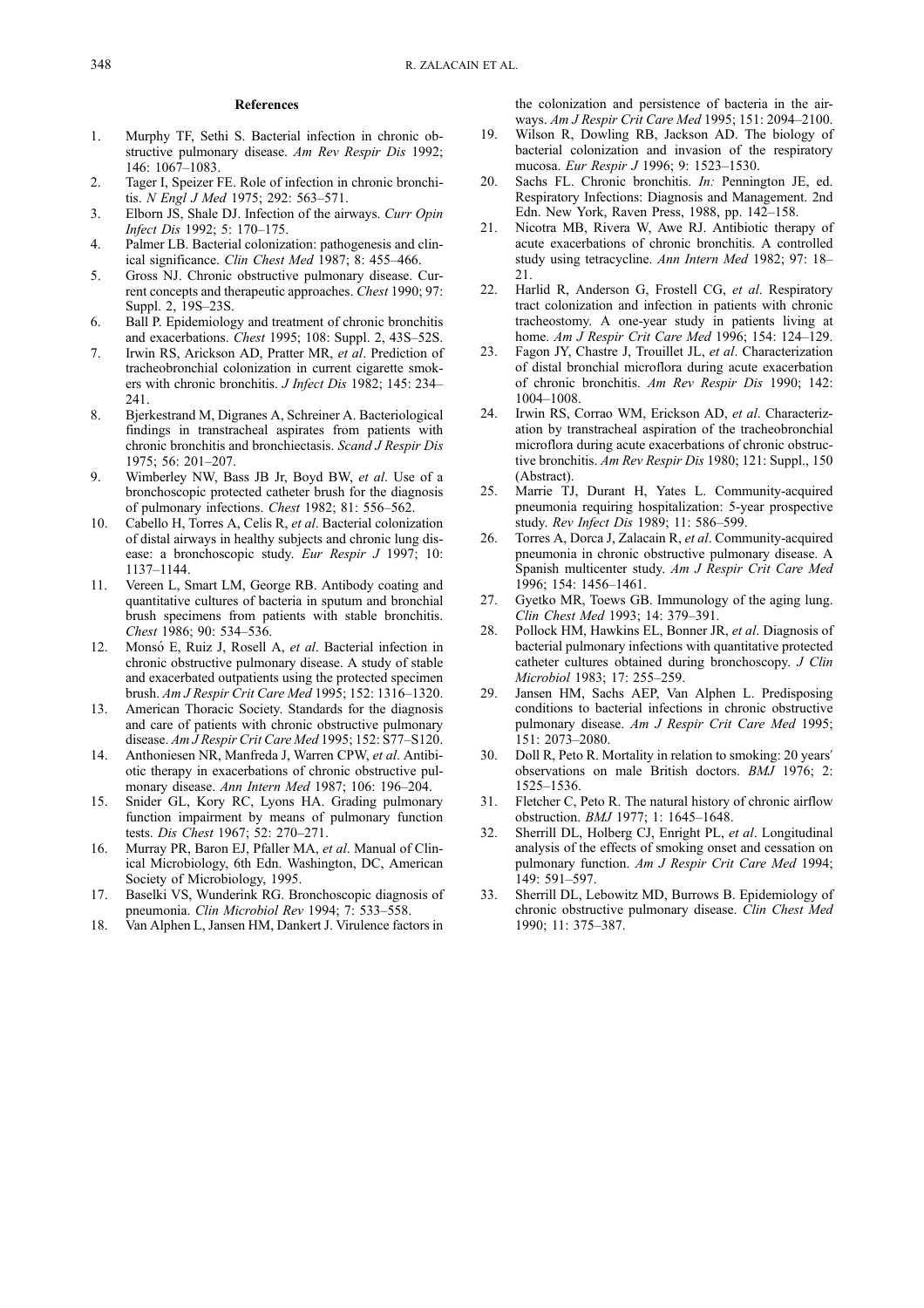### References

1. Murphy TF, Sethi S. Bacterial infection in chronic obstructive pulmonary disease. *Am Rev Respir Dis* 1992; 146: 1067–1083.
2. Tager I, Speizer FE. Role of infection in chronic bronchitis. *N Engl J Med* 1975; 292: 563–571.
3. Elborn JS, Shale DJ. Infection of the airways. *Curr Opin Infect Dis* 1992; 5: 170–175.
4. Palmer LB. Bacterial colonization: pathogenesis and clinical significance. *Clin Chest Med* 1987; 8: 455–466.
5. Gross NJ. Chronic obstructive pulmonary disease. Current concepts and therapeutic approaches. *Chest* 1990; 97: Suppl. 2, 19S–23S.
6. Ball P. Epidemiology and treatment of chronic bronchitis and exacerbations. *Chest* 1995; 108: Suppl. 2, 43S–52S.
7. Irwin RS, Arickson AD, Pratter MR, *et al*. Prediction of tracheobronchial colonization in current cigarette smokers with chronic bronchitis. *J Infect Dis* 1982; 145: 234–241.
8. Bjerkestrand M, Digranes A, Schreiner A. Bacteriological findings in transtracheal aspirates from patients with chronic bronchitis and bronchiectasis. *Scand J Respir Dis* 1975; 56: 201–207.
9. Wimberley NW, Bass JB Jr, Boyd BW, *et al*. Use of a bronchoscopic protected catheter brush for the diagnosis of pulmonary infections. *Chest* 1982; 81: 556–562.
10. Cabello H, Torres A, Celis R, *et al*. Bacterial colonization of distal airways in healthy subjects and chronic lung disease: a bronchoscopic study. *Eur Respir J* 1997; 10: 1137–1144.
11. Vereen L, Smart LM, George RB. Antibody coating and quantitative cultures of bacteria in sputum and bronchial brush specimens from patients with stable bronchitis. *Chest* 1986; 90: 534–536.
12. Monsó E, Ruiz J, Rosell A, *et al*. Bacterial infection in chronic obstructive pulmonary disease. A study of stable and exacerbated outpatients using the protected specimen brush. *Am J Respir Crit Care Med* 1995; 152: 1316–1320.
13. American Thoracic Society. Standards for the diagnosis and care of patients with chronic obstructive pulmonary disease. *Am J Respir Crit Care Med* 1995; 152: S77–S120.
14. Anthoniesen NR, Manfreda J, Warren CPW, *et al*. Antibiotic therapy in exacerbations of chronic obstructive pulmonary disease. *Ann Intern Med* 1987; 106: 196–204.
15. Snider GL, Kory RC, Lyons HA. Grading pulmonary function impairment by means of pulmonary function tests. *Dis Chest* 1967; 52: 270–271.
16. Murray PR, Baron EJ, Pfaller MA, *et al*. Manual of Clinical Microbiology, 6th Edn. Washington, DC, American Society of Microbiology, 1995.
17. Baselki VS, Wunderink RG. Bronchoscopic diagnosis of pneumonia. *Clin Microbiol Rev* 1994; 7: 533–558.
18. Van Alphen L, Jansen HM, Dankert J. Virulence factors in the colonization and persistence of bacteria in the airways. *Am J Respir Crit Care Med* 1995; 151: 2094–2100.
19. Wilson R, Dowling RB, Jackson AD. The biology of bacterial colonization and invasion of the respiratory mucosa. *Eur Respir J* 1996; 9: 1523–1530.
20. Sachs FL. Chronic bronchitis. *In:* Pennington JE, ed. Respiratory Infections: Diagnosis and Management. 2nd Edn. New York, Raven Press, 1988, pp. 142–158.
21. Nicotra MB, Rivera W, Awe RJ. Antibiotic therapy of acute exacerbations of chronic bronchitis. A controlled study using tetracycline. *Ann Intern Med* 1982; 97: 18–21.
22. Harlid R, Anderson G, Frostell CG, *et al*. Respiratory tract colonization and infection in patients with chronic tracheostomy. A one-year study in patients living at home. *Am J Respir Crit Care Med* 1996; 154: 124–129.
23. Fagon JY, Chastre J, Trouillet JL, *et al*. Characterization of distal bronchial microflora during acute exacerbation of chronic bronchitis. *Am Rev Respir Dis* 1990; 142: 1004–1008.
24. Irwin RS, Corrao WM, Erickson AD, *et al*. Characterization by transtracheal aspiration of the tracheobronchial microflora during acute exacerbations of chronic obstructive bronchitis. *Am Rev Respir Dis* 1980; 121: Suppl., 150 (Abstract).
25. Marrie TJ, Durant H, Yates L. Community-acquired pneumonia requiring hospitalization: 5-year prospective study. *Rev Infect Dis* 1989; 11: 586–599.
26. Torres A, Dorca J, Zalacain R, *et al*. Community-acquired pneumonia in chronic obstructive pulmonary disease. A Spanish multicenter study. *Am J Respir Crit Care Med* 1996; 154: 1456–1461.
27. Gyetko MR, Toews GB. Immunology of the aging lung. *Clin Chest Med* 1993; 14: 379–391.
28. Pollock HM, Hawkins EL, Bonner JR, *et al*. Diagnosis of bacterial pulmonary infections with quantitative protected catheter cultures obtained during bronchoscopy. *J Clin Microbiol* 1983; 17: 255–259.
29. Jansen HM, Sachs AEP, Van Alphen L. Predisposing conditions to bacterial infections in chronic obstructive pulmonary disease. *Am J Respir Crit Care Med* 1995; 151: 2073–2080.
30. Doll R, Peto R. Mortality in relation to smoking: 20 years′ observations on male British doctors. *BMJ* 1976; 2: 1525–1536.
31. Fletcher C, Peto R. The natural history of chronic airflow obstruction. *BMJ* 1977; 1: 1645–1648.
32. Sherrill DL, Holberg CJ, Enright PL, *et al*. Longitudinal analysis of the effects of smoking onset and cessation on pulmonary function. *Am J Respir Crit Care Med* 1994; 149: 591–597.
33. Sherrill DL, Lebowitz MD, Burrows B. Epidemiology of chronic obstructive pulmonary disease. *Clin Chest Med* 1990; 11: 375–387.